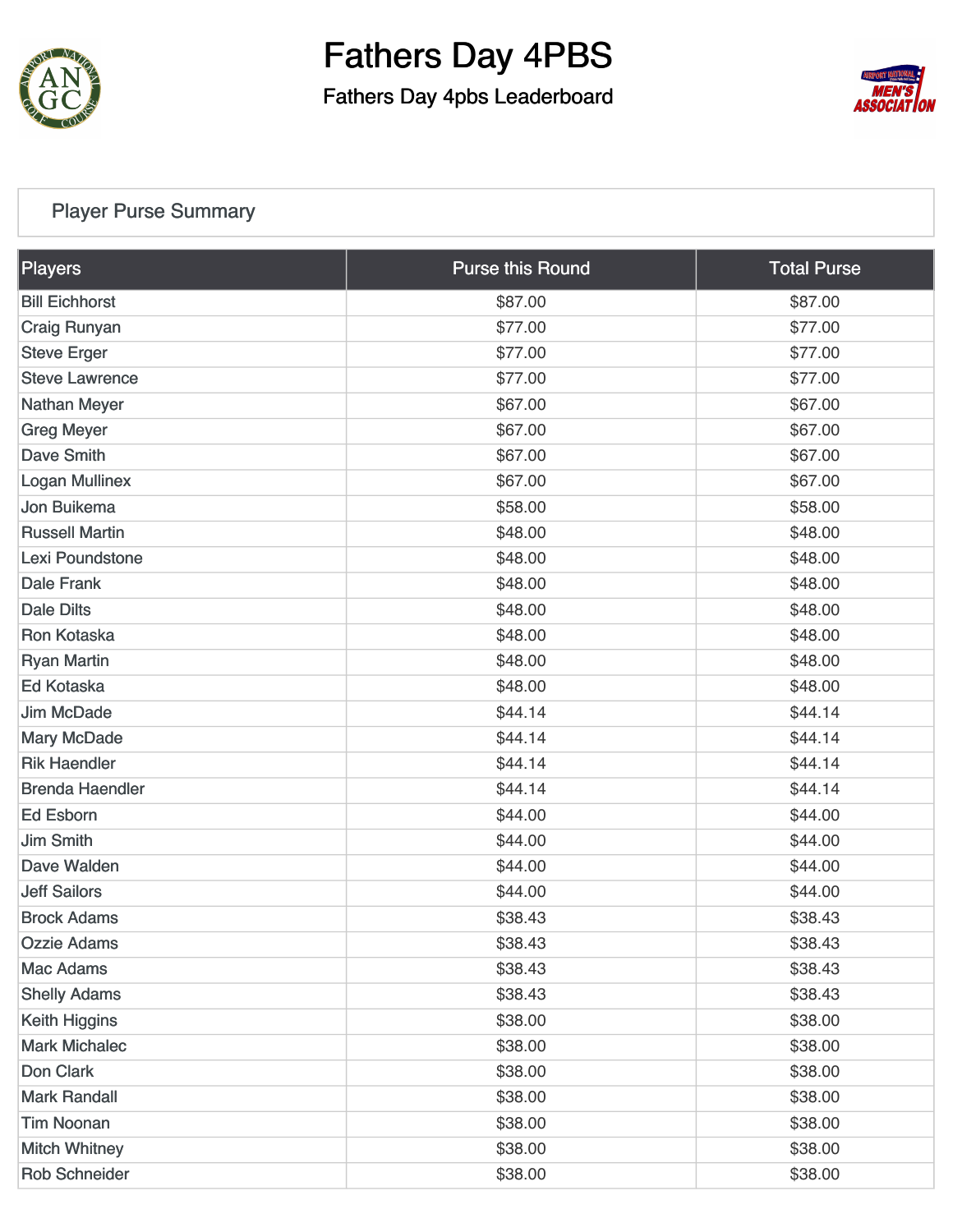# Fathers Day 4PBS

## Fathers Day 4pbs Leaderboard

### Player Purse Summary

| Players | Purse this Round | Total Purse |
|---|---|---|
| Bill Eichhorst | $87.00 | $87.00 |
| Craig Runyan | $77.00 | $77.00 |
| Steve Erger | $77.00 | $77.00 |
| Steve Lawrence | $77.00 | $77.00 |
| Nathan Meyer | $67.00 | $67.00 |
| Greg Meyer | $67.00 | $67.00 |
| Dave Smith | $67.00 | $67.00 |
| Logan Mullinex | $67.00 | $67.00 |
| Jon Buikema | $58.00 | $58.00 |
| Russell Martin | $48.00 | $48.00 |
| Lexi Poundstone | $48.00 | $48.00 |
| Dale Frank | $48.00 | $48.00 |
| Dale Dilts | $48.00 | $48.00 |
| Ron Kotaska | $48.00 | $48.00 |
| Ryan Martin | $48.00 | $48.00 |
| Ed Kotaska | $48.00 | $48.00 |
| Jim McDade | $44.14 | $44.14 |
| Mary McDade | $44.14 | $44.14 |
| Rik Haendler | $44.14 | $44.14 |
| Brenda Haendler | $44.14 | $44.14 |
| Ed Esborn | $44.00 | $44.00 |
| Jim Smith | $44.00 | $44.00 |
| Dave Walden | $44.00 | $44.00 |
| Jeff Sailors | $44.00 | $44.00 |
| Brock Adams | $38.43 | $38.43 |
| Ozzie Adams | $38.43 | $38.43 |
| Mac Adams | $38.43 | $38.43 |
| Shelly Adams | $38.43 | $38.43 |
| Keith Higgins | $38.00 | $38.00 |
| Mark Michalec | $38.00 | $38.00 |
| Don Clark | $38.00 | $38.00 |
| Mark Randall | $38.00 | $38.00 |
| Tim Noonan | $38.00 | $38.00 |
| Mitch Whitney | $38.00 | $38.00 |
| Rob Schneider | $38.00 | $38.00 |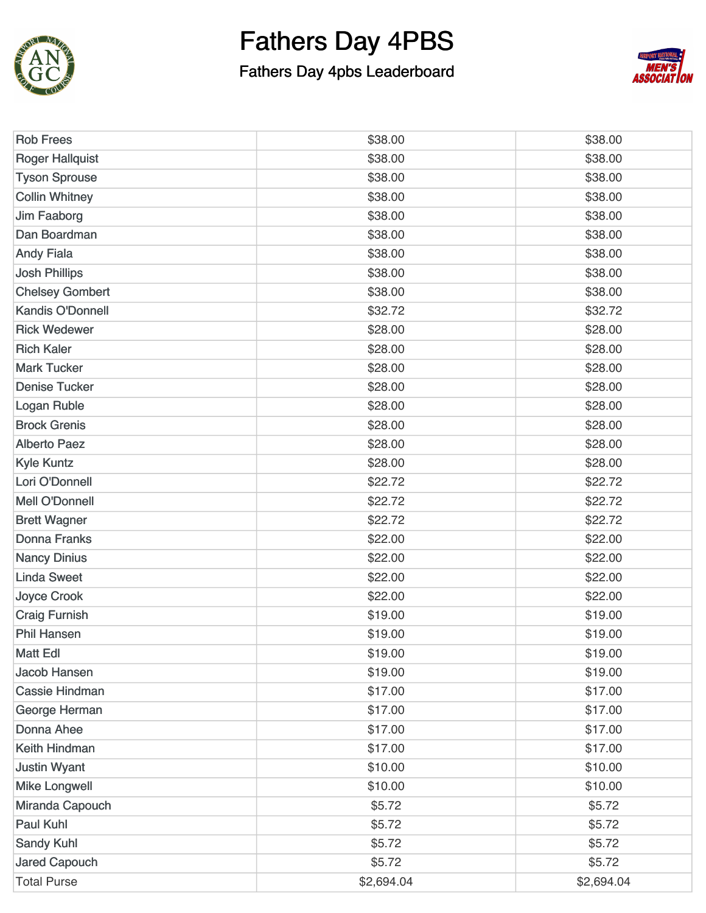# Fathers Day 4PBS

## Fathers Day 4pbs Leaderboard

| | | |
|---|---|---|
| Rob Frees | $38.00 | $38.00 |
| Roger Hallquist | $38.00 | $38.00 |
| Tyson Sprouse | $38.00 | $38.00 |
| Collin Whitney | $38.00 | $38.00 |
| Jim Faaborg | $38.00 | $38.00 |
| Dan Boardman | $38.00 | $38.00 |
| Andy Fiala | $38.00 | $38.00 |
| Josh Phillips | $38.00 | $38.00 |
| Chelsey Gombert | $38.00 | $38.00 |
| Kandis O'Donnell | $32.72 | $32.72 |
| Rick Wedewer | $28.00 | $28.00 |
| Rich Kaler | $28.00 | $28.00 |
| Mark Tucker | $28.00 | $28.00 |
| Denise Tucker | $28.00 | $28.00 |
| Logan Ruble | $28.00 | $28.00 |
| Brock Grenis | $28.00 | $28.00 |
| Alberto Paez | $28.00 | $28.00 |
| Kyle Kuntz | $28.00 | $28.00 |
| Lori O'Donnell | $22.72 | $22.72 |
| Mell O'Donnell | $22.72 | $22.72 |
| Brett Wagner | $22.72 | $22.72 |
| Donna Franks | $22.00 | $22.00 |
| Nancy Dinius | $22.00 | $22.00 |
| Linda Sweet | $22.00 | $22.00 |
| Joyce Crook | $22.00 | $22.00 |
| Craig Furnish | $19.00 | $19.00 |
| Phil Hansen | $19.00 | $19.00 |
| Matt Edl | $19.00 | $19.00 |
| Jacob Hansen | $19.00 | $19.00 |
| Cassie Hindman | $17.00 | $17.00 |
| George Herman | $17.00 | $17.00 |
| Donna Ahee | $17.00 | $17.00 |
| Keith Hindman | $17.00 | $17.00 |
| Justin Wyant | $10.00 | $10.00 |
| Mike Longwell | $10.00 | $10.00 |
| Miranda Capouch | $5.72 | $5.72 |
| Paul Kuhl | $5.72 | $5.72 |
| Sandy Kuhl | $5.72 | $5.72 |
| Jared Capouch | $5.72 | $5.72 |
| Total Purse | $2,694.04 | $2,694.04 |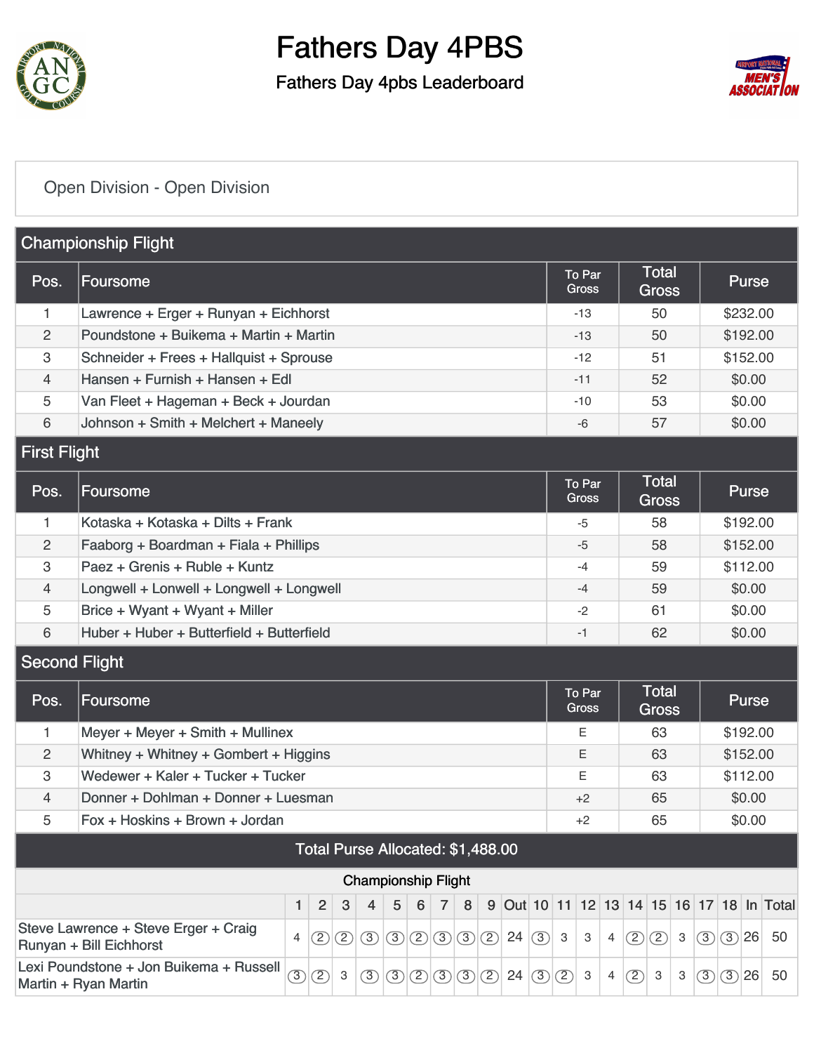# Fathers Day 4PBS

## Fathers Day 4pbs Leaderboard

Open Division - Open Division

### Championship Flight

| Pos. | Foursome | To Par Gross | Total Gross | Purse |
|---|---|---|---|---|
| 1 | Lawrence + Erger + Runyan + Eichhorst | -13 | 50 | $232.00 |
| 2 | Poundstone + Buikema + Martin + Martin | -13 | 50 | $192.00 |
| 3 | Schneider + Frees + Hallquist + Sprouse | -12 | 51 | $152.00 |
| 4 | Hansen + Furnish + Hansen + Edl | -11 | 52 | $0.00 |
| 5 | Van Fleet + Hageman + Beck + Jourdan | -10 | 53 | $0.00 |
| 6 | Johnson + Smith + Melchert + Maneely | -6 | 57 | $0.00 |

### First Flight

| Pos. | Foursome | To Par Gross | Total Gross | Purse |
|---|---|---|---|---|
| 1 | Kotaska + Kotaska + Dilts + Frank | -5 | 58 | $192.00 |
| 2 | Faaborg + Boardman + Fiala + Phillips | -5 | 58 | $152.00 |
| 3 | Paez + Grenis + Ruble + Kuntz | -4 | 59 | $112.00 |
| 4 | Longwell + Lonwell + Longwell + Longwell | -4 | 59 | $0.00 |
| 5 | Brice + Wyant + Wyant + Miller | -2 | 61 | $0.00 |
| 6 | Huber + Huber + Butterfield + Butterfield | -1 | 62 | $0.00 |

### Second Flight

| Pos. | Foursome | To Par Gross | Total Gross | Purse |
|---|---|---|---|---|
| 1 | Meyer + Meyer + Smith + Mullinex | E | 63 | $192.00 |
| 2 | Whitney + Whitney + Gombert + Higgins | E | 63 | $152.00 |
| 3 | Wedewer + Kaler + Tucker + Tucker | E | 63 | $112.00 |
| 4 | Donner + Dohlman + Donner + Luesman | +2 | 65 | $0.00 |
| 5 | Fox + Hoskins + Brown + Jordan | +2 | 65 | $0.00 |

**Total Purse Allocated: $1,488.00**

### Championship Flight

| | 1 | 2 | 3 | 4 | 5 | 6 | 7 | 8 | 9 | Out | 10 | 11 | 12 | 13 | 14 | 15 | 16 | 17 | 18 | In | Total |
|---|---|---|---|---|---|---|---|---|---|---|---|---|---|---|---|---|---|---|---|---|---|
| Steve Lawrence + Steve Erger + Craig Runyan + Bill Eichhorst | 4 | 2 | 2 | 3 | 3 | 2 | 3 | 3 | 2 | 24 | 3 | 3 | 3 | 4 | 2 | 2 | 3 | 3 | 3 | 26 | 50 |
| Lexi Poundstone + Jon Buikema + Russell Martin + Ryan Martin | 3 | 2 | 3 | 3 | 3 | 2 | 3 | 3 | 2 | 24 | 3 | 2 | 3 | 4 | 2 | 3 | 3 | 3 | 3 | 26 | 50 |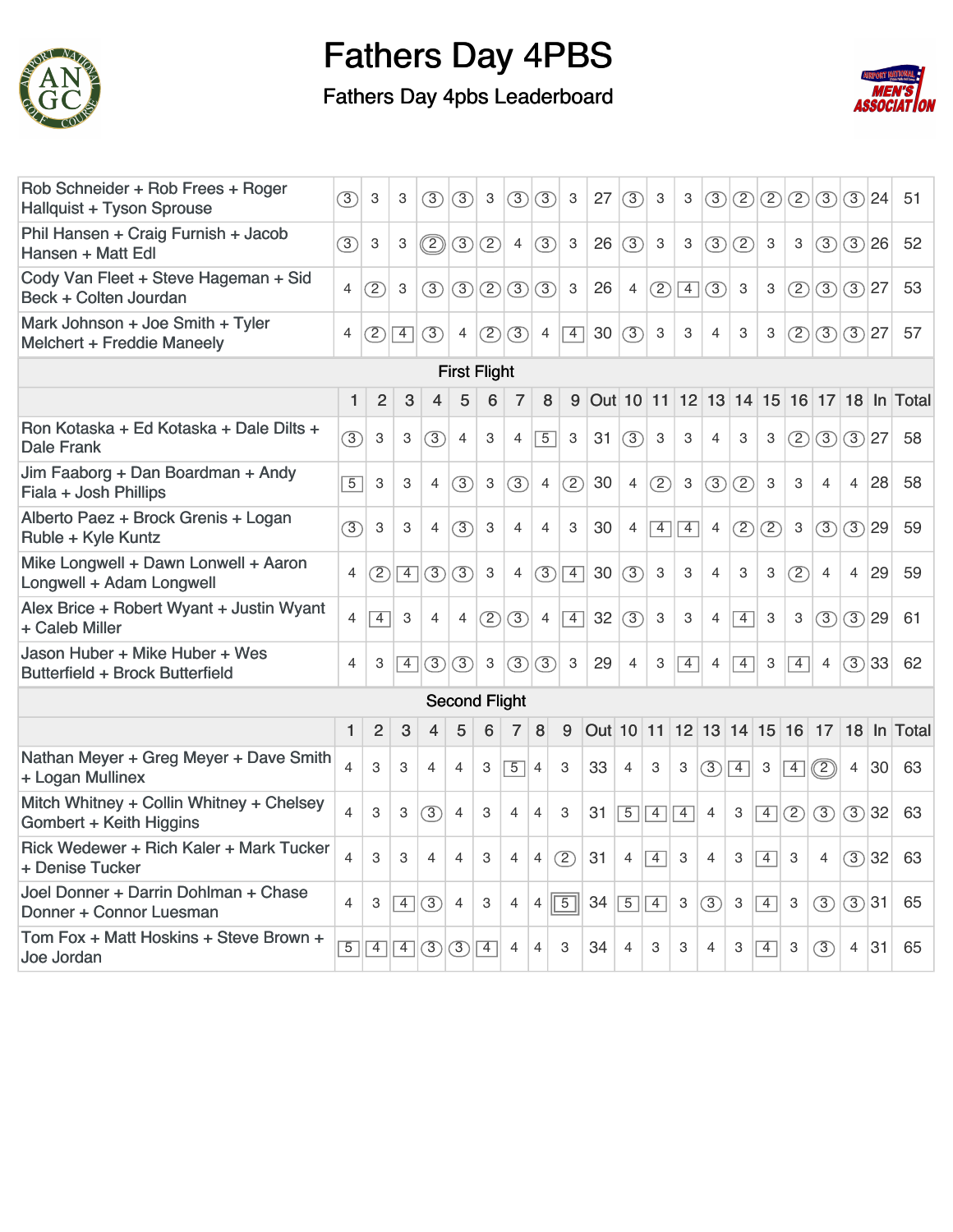# Fathers Day 4PBS

## Fathers Day 4pbs Leaderboard

| | 1 | 2 | 3 | 4 | 5 | 6 | 7 | 8 | 9 | Out | 10 | 11 | 12 | 13 | 14 | 15 | 16 | 17 | 18 | In | Total |
|---|---|---|---|---|---|---|---|---|---|---|---|---|---|---|---|---|---|---|---|---|---|
| Rob Schneider + Rob Frees + Roger Hallquist + Tyson Sprouse | 3 | 3 | 3 | 3 | 3 | 3 | 3 | 3 | 3 | 27 | 3 | 3 | 3 | 3 | 2 | 2 | 2 | 3 | 3 | 24 | 51 |
| Phil Hansen + Craig Furnish + Jacob Hansen + Matt Edl | 3 | 3 | 3 | 2 | 3 | 2 | 4 | 3 | 3 | 26 | 3 | 3 | 3 | 3 | 2 | 3 | 3 | 3 | 3 | 26 | 52 |
| Cody Van Fleet + Steve Hageman + Sid Beck + Colten Jourdan | 4 | 2 | 3 | 3 | 3 | 2 | 3 | 3 | 3 | 26 | 4 | 2 | 4 | 3 | 3 | 3 | 2 | 3 | 3 | 27 | 53 |
| Mark Johnson + Joe Smith + Tyler Melchert + Freddie Maneely | 4 | 2 | 4 | 3 | 4 | 2 | 3 | 4 | 4 | 30 | 3 | 3 | 3 | 4 | 3 | 3 | 2 | 3 | 3 | 27 | 57 |
| **First Flight** | | | | | | | | | | | | | | | | | | | | | |
| | 1 | 2 | 3 | 4 | 5 | 6 | 7 | 8 | 9 | Out | 10 | 11 | 12 | 13 | 14 | 15 | 16 | 17 | 18 | In | Total |
| Ron Kotaska + Ed Kotaska + Dale Dilts + Dale Frank | 3 | 3 | 3 | 3 | 4 | 3 | 4 | 5 | 3 | 31 | 3 | 3 | 3 | 4 | 3 | 3 | 2 | 3 | 3 | 27 | 58 |
| Jim Faaborg + Dan Boardman + Andy Fiala + Josh Phillips | 5 | 3 | 3 | 4 | 3 | 3 | 3 | 4 | 2 | 30 | 4 | 2 | 3 | 3 | 2 | 3 | 3 | 4 | 4 | 28 | 58 |
| Alberto Paez + Brock Grenis + Logan Ruble + Kyle Kuntz | 3 | 3 | 3 | 4 | 3 | 3 | 4 | 4 | 3 | 30 | 4 | 4 | 4 | 4 | 2 | 2 | 3 | 3 | 3 | 29 | 59 |
| Mike Longwell + Dawn Lonwell + Aaron Longwell + Adam Longwell | 4 | 2 | 4 | 3 | 3 | 3 | 4 | 3 | 4 | 30 | 3 | 3 | 3 | 4 | 3 | 3 | 2 | 4 | 4 | 29 | 59 |
| Alex Brice + Robert Wyant + Justin Wyant + Caleb Miller | 4 | 4 | 3 | 4 | 4 | 2 | 3 | 4 | 4 | 32 | 3 | 3 | 3 | 4 | 4 | 3 | 3 | 3 | 3 | 29 | 61 |
| Jason Huber + Mike Huber + Wes Butterfield + Brock Butterfield | 4 | 3 | 4 | 3 | 3 | 3 | 3 | 3 | 3 | 29 | 4 | 3 | 4 | 4 | 4 | 3 | 4 | 4 | 3 | 33 | 62 |
| **Second Flight** | | | | | | | | | | | | | | | | | | | | | |
| | 1 | 2 | 3 | 4 | 5 | 6 | 7 | 8 | 9 | Out | 10 | 11 | 12 | 13 | 14 | 15 | 16 | 17 | 18 | In | Total |
| Nathan Meyer + Greg Meyer + Dave Smith + Logan Mullinex | 4 | 3 | 3 | 4 | 4 | 3 | 5 | 4 | 3 | 33 | 4 | 3 | 3 | 3 | 4 | 3 | 4 | 2 | 4 | 30 | 63 |
| Mitch Whitney + Collin Whitney + Chelsey Gombert + Keith Higgins | 4 | 3 | 3 | 3 | 4 | 3 | 4 | 4 | 3 | 31 | 5 | 4 | 4 | 4 | 3 | 4 | 2 | 3 | 3 | 32 | 63 |
| Rick Wedewer + Rich Kaler + Mark Tucker + Denise Tucker | 4 | 3 | 3 | 4 | 4 | 3 | 4 | 4 | 2 | 31 | 4 | 4 | 3 | 4 | 3 | 4 | 3 | 4 | 3 | 32 | 63 |
| Joel Donner + Darrin Dohlman + Chase Donner + Connor Luesman | 4 | 3 | 4 | 3 | 4 | 3 | 4 | 4 | 5 | 34 | 5 | 4 | 3 | 3 | 3 | 4 | 3 | 3 | 3 | 31 | 65 |
| Tom Fox + Matt Hoskins + Steve Brown + Joe Jordan | 5 | 4 | 4 | 3 | 3 | 4 | 4 | 4 | 3 | 34 | 4 | 3 | 3 | 4 | 3 | 4 | 3 | 3 | 4 | 31 | 65 |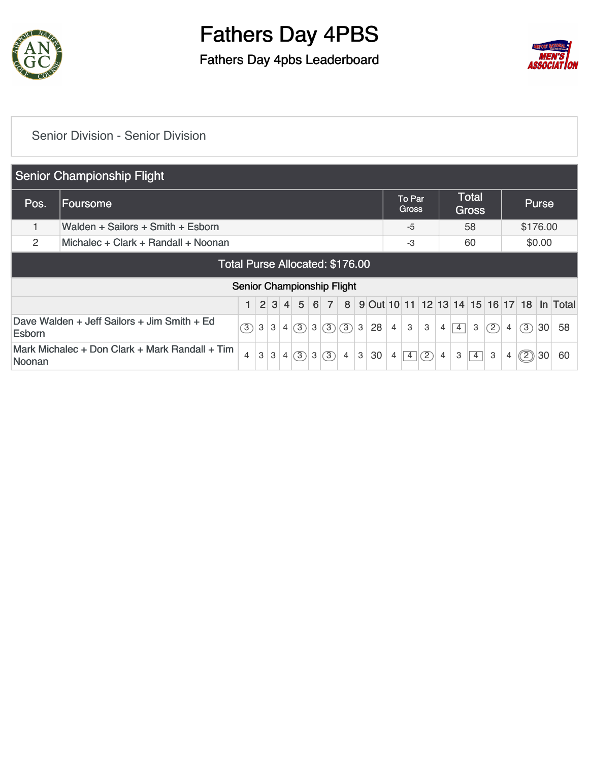# Fathers Day 4PBS

## Fathers Day 4pbs Leaderboard

Senior Division - Senior Division

### Senior Championship Flight

| Pos. | Foursome | To Par Gross | Total Gross | Purse |
|---|---|---|---|---|
| 1 | Walden + Sailors + Smith + Esborn | -5 | 58 | $176.00 |
| 2 | Michalec + Clark + Randall + Noonan | -3 | 60 | $0.00 |

Total Purse Allocated: $176.00

### Senior Championship Flight

| | 1 | 2 | 3 | 4 | 5 | 6 | 7 | 8 | 9 | Out | 10 | 11 | 12 | 13 | 14 | 15 | 16 | 17 | 18 | In | Total |
|---|---|---|---|---|---|---|---|---|---|---|---|---|---|---|---|---|---|---|---|---|---|
| Dave Walden + Jeff Sailors + Jim Smith + Ed Esborn | 3 | 3 | 3 | 4 | 3 | 3 | 3 | 3 | 3 | 28 | 4 | 3 | 3 | 4 | 4 | 3 | 2 | 4 | 3 | 30 | 58 |
| Mark Michalec + Don Clark + Mark Randall + Tim Noonan | 4 | 3 | 3 | 4 | 3 | 3 | 3 | 4 | 3 | 30 | 4 | 4 | 2 | 4 | 3 | 4 | 3 | 4 | 2 | 30 | 60 |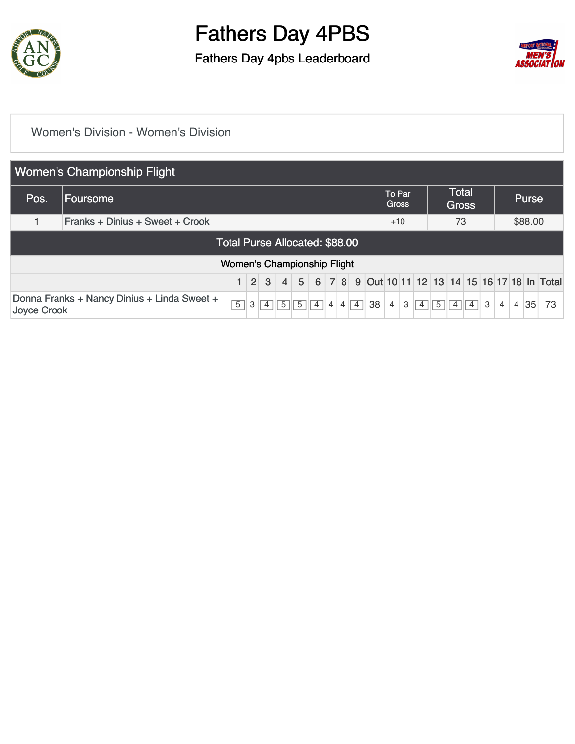# Fathers Day 4PBS

## Fathers Day 4pbs Leaderboard

Women's Division - Women's Division

### Women's Championship Flight

| Pos. | Foursome | To Par Gross | Total Gross | Purse |
|---|---|---|---|---|
| 1 | Franks + Dinius + Sweet + Crook | +10 | 73 | $88.00 |

**Total Purse Allocated: $88.00**

Women's Championship Flight

| | 1 | 2 | 3 | 4 | 5 | 6 | 7 | 8 | 9 | Out | 10 | 11 | 12 | 13 | 14 | 15 | 16 | 17 | 18 | In | Total |
|---|---|---|---|---|---|---|---|---|---|---|---|---|---|---|---|---|---|---|---|---|---|
| Donna Franks + Nancy Dinius + Linda Sweet + Joyce Crook | 5 | 3 | 4 | 5 | 5 | 4 | 4 | 4 | 4 | 38 | 4 | 3 | 4 | 5 | 4 | 4 | 3 | 4 | 4 | 35 | 73 |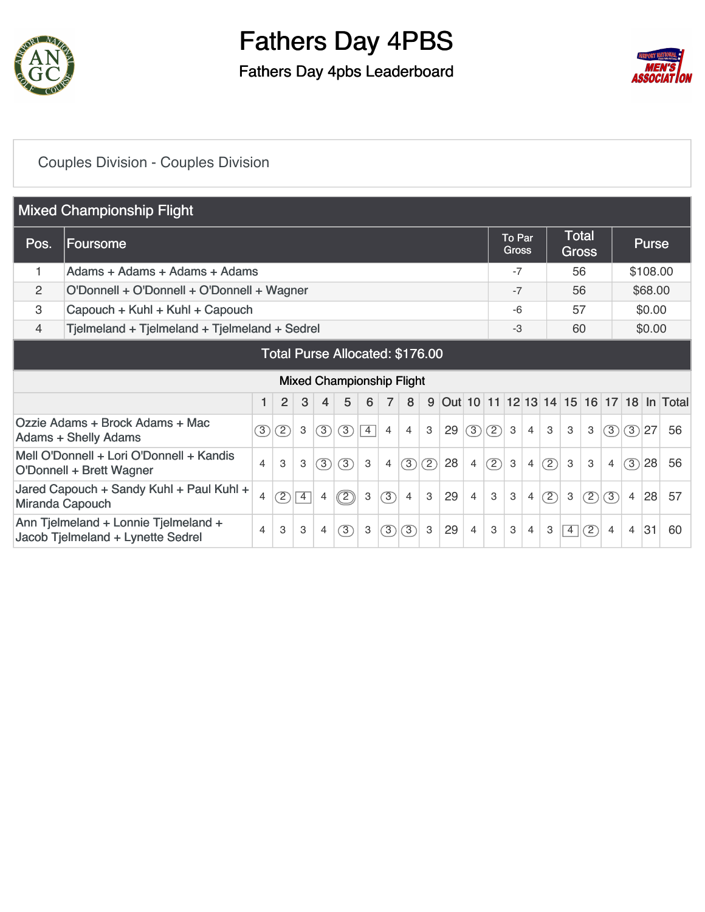# Fathers Day 4PBS

## Fathers Day 4pbs Leaderboard

Couples Division - Couples Division

### Mixed Championship Flight

| Pos. | Foursome | To Par Gross | Total Gross | Purse |
|---|---|---|---|---|
| 1 | Adams + Adams + Adams + Adams | -7 | 56 | $108.00 |
| 2 | O'Donnell + O'Donnell + O'Donnell + Wagner | -7 | 56 | $68.00 |
| 3 | Capouch + Kuhl + Kuhl + Capouch | -6 | 57 | $0.00 |
| 4 | Tjelmeland + Tjelmeland + Tjelmeland + Sedrel | -3 | 60 | $0.00 |

Total Purse Allocated: $176.00

Mixed Championship Flight

| | 1 | 2 | 3 | 4 | 5 | 6 | 7 | 8 | 9 | Out | 10 | 11 | 12 | 13 | 14 | 15 | 16 | 17 | 18 | In | Total |
|---|---|---|---|---|---|---|---|---|---|---|---|---|---|---|---|---|---|---|---|---|---|
| Ozzie Adams + Brock Adams + Mac Adams + Shelly Adams | 3 | 2 | 3 | 3 | 3 | 4 | 4 | 4 | 3 | 29 | 3 | 2 | 3 | 4 | 3 | 3 | 3 | 3 | 3 | 27 | 56 |
| Mell O'Donnell + Lori O'Donnell + Kandis O'Donnell + Brett Wagner | 4 | 3 | 3 | 3 | 3 | 3 | 4 | 3 | 2 | 28 | 4 | 2 | 3 | 4 | 2 | 3 | 3 | 4 | 3 | 28 | 56 |
| Jared Capouch + Sandy Kuhl + Paul Kuhl + Miranda Capouch | 4 | 2 | 4 | 4 | 2 | 3 | 3 | 4 | 3 | 29 | 4 | 3 | 3 | 4 | 2 | 3 | 2 | 3 | 4 | 28 | 57 |
| Ann Tjelmeland + Lonnie Tjelmeland + Jacob Tjelmeland + Lynette Sedrel | 4 | 3 | 3 | 4 | 3 | 3 | 3 | 3 | 3 | 29 | 4 | 3 | 3 | 4 | 3 | 4 | 2 | 4 | 4 | 31 | 60 |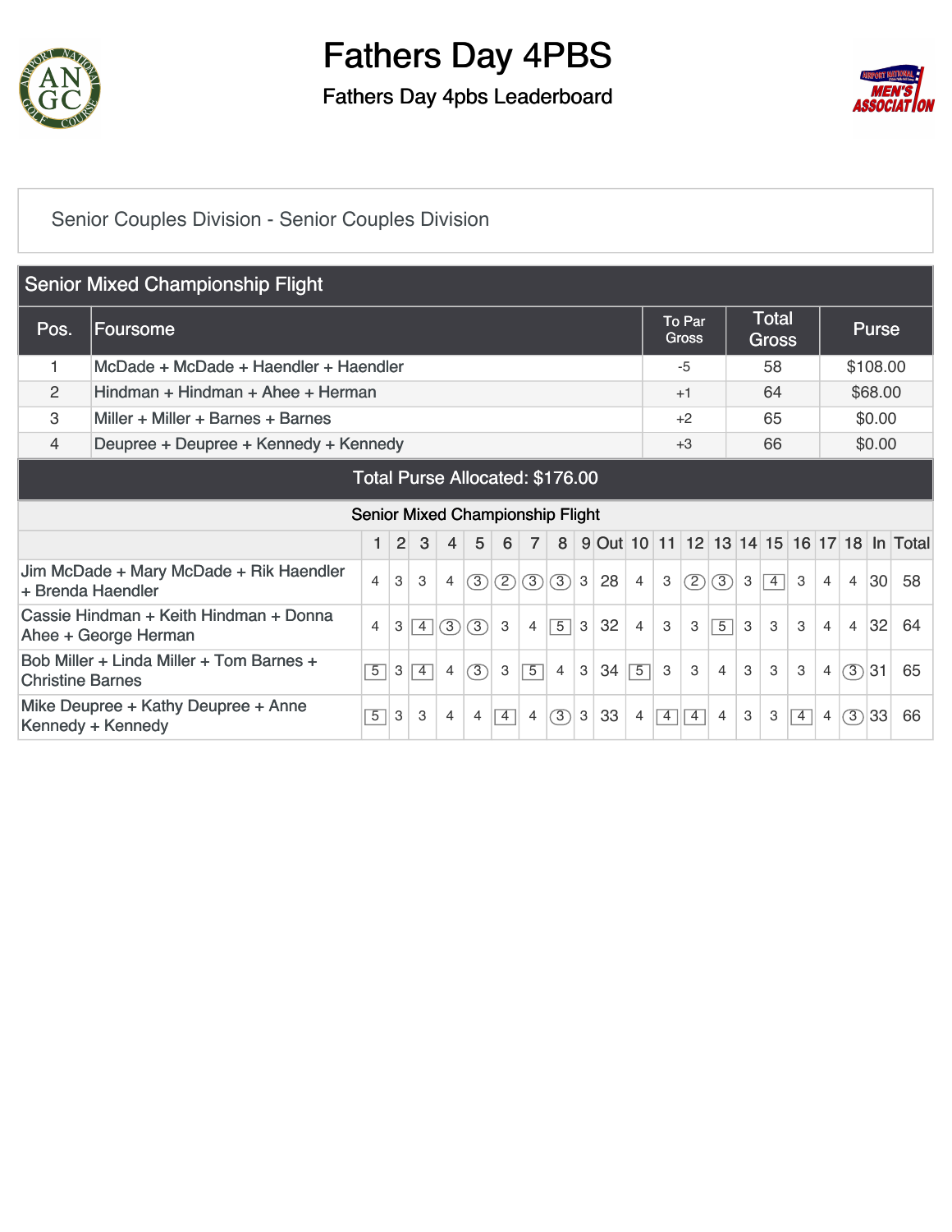# Fathers Day 4PBS

## Fathers Day 4pbs Leaderboard

Senior Couples Division - Senior Couples Division

### Senior Mixed Championship Flight

| Pos. | Foursome | To Par Gross | Total Gross | Purse |
|---|---|---|---|---|
| 1 | McDade + McDade + Haendler + Haendler | -5 | 58 | $108.00 |
| 2 | Hindman + Hindman + Ahee + Herman | +1 | 64 | $68.00 |
| 3 | Miller + Miller + Barnes + Barnes | +2 | 65 | $0.00 |
| 4 | Deupree + Deupree + Kennedy + Kennedy | +3 | 66 | $0.00 |

Total Purse Allocated: $176.00

### Senior Mixed Championship Flight

| | 1 | 2 | 3 | 4 | 5 | 6 | 7 | 8 | 9 | Out | 10 | 11 | 12 | 13 | 14 | 15 | 16 | 17 | 18 | In | Total |
|---|---|---|---|---|---|---|---|---|---|---|---|---|---|---|---|---|---|---|---|---|---|
| Jim McDade + Mary McDade + Rik Haendler + Brenda Haendler | 4 | 3 | 3 | 4 | 3 | 2 | 3 | 3 | 3 | 28 | 4 | 3 | 2 | 3 | 3 | 4 | 3 | 4 | 4 | 30 | 58 |
| Cassie Hindman + Keith Hindman + Donna Ahee + George Herman | 4 | 3 | 4 | 3 | 3 | 3 | 4 | 5 | 3 | 32 | 4 | 3 | 3 | 5 | 3 | 3 | 3 | 4 | 4 | 32 | 64 |
| Bob Miller + Linda Miller + Tom Barnes + Christine Barnes | 5 | 3 | 4 | 4 | 3 | 3 | 5 | 4 | 3 | 34 | 5 | 3 | 3 | 4 | 3 | 3 | 3 | 4 | 3 | 31 | 65 |
| Mike Deupree + Kathy Deupree + Anne Kennedy + Kennedy | 5 | 3 | 3 | 4 | 4 | 4 | 4 | 3 | 3 | 33 | 4 | 4 | 4 | 4 | 3 | 3 | 4 | 4 | 3 | 33 | 66 |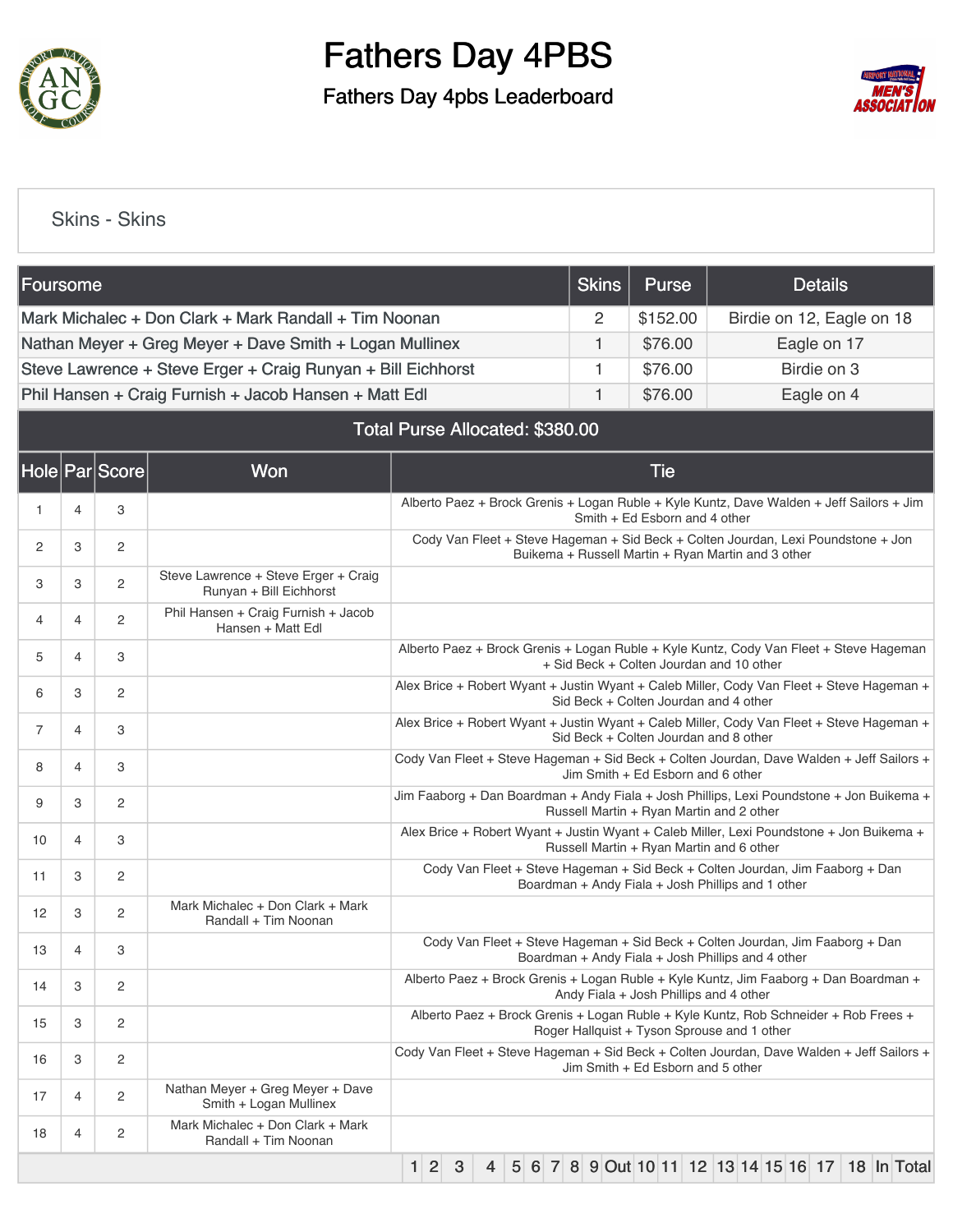# Fathers Day 4PBS

## Fathers Day 4pbs Leaderboard

### Skins - Skins

| Foursome | Skins | Purse | Details |
|---|---|---|---|
| Mark Michalec + Don Clark + Mark Randall + Tim Noonan | 2 | $152.00 | Birdie on 12, Eagle on 18 |
| Nathan Meyer + Greg Meyer + Dave Smith + Logan Mullinex | 1 | $76.00 | Eagle on 17 |
| Steve Lawrence + Steve Erger + Craig Runyan + Bill Eichhorst | 1 | $76.00 | Birdie on 3 |
| Phil Hansen + Craig Furnish + Jacob Hansen + Matt Edl | 1 | $76.00 | Eagle on 4 |

**Total Purse Allocated: $380.00**

| Hole | Par | Score | Won | Tie |
|---|---|---|---|---|
| 1 | 4 | 3 | | Alberto Paez + Brock Grenis + Logan Ruble + Kyle Kuntz, Dave Walden + Jeff Sailors + Jim Smith + Ed Esborn and 4 other |
| 2 | 3 | 2 | | Cody Van Fleet + Steve Hageman + Sid Beck + Colten Jourdan, Lexi Poundstone + Jon Buikema + Russell Martin + Ryan Martin and 3 other |
| 3 | 3 | 2 | Steve Lawrence + Steve Erger + Craig Runyan + Bill Eichhorst | |
| 4 | 4 | 2 | Phil Hansen + Craig Furnish + Jacob Hansen + Matt Edl | |
| 5 | 4 | 3 | | Alberto Paez + Brock Grenis + Logan Ruble + Kyle Kuntz, Cody Van Fleet + Steve Hageman + Sid Beck + Colten Jourdan and 10 other |
| 6 | 3 | 2 | | Alex Brice + Robert Wyant + Justin Wyant + Caleb Miller, Cody Van Fleet + Steve Hageman + Sid Beck + Colten Jourdan and 4 other |
| 7 | 4 | 3 | | Alex Brice + Robert Wyant + Justin Wyant + Caleb Miller, Cody Van Fleet + Steve Hageman + Sid Beck + Colten Jourdan and 8 other |
| 8 | 4 | 3 | | Cody Van Fleet + Steve Hageman + Sid Beck + Colten Jourdan, Dave Walden + Jeff Sailors + Jim Smith + Ed Esborn and 6 other |
| 9 | 3 | 2 | | Jim Faaborg + Dan Boardman + Andy Fiala + Josh Phillips, Lexi Poundstone + Jon Buikema + Russell Martin + Ryan Martin and 2 other |
| 10 | 4 | 3 | | Alex Brice + Robert Wyant + Justin Wyant + Caleb Miller, Lexi Poundstone + Jon Buikema + Russell Martin + Ryan Martin and 6 other |
| 11 | 3 | 2 | | Cody Van Fleet + Steve Hageman + Sid Beck + Colten Jourdan, Jim Faaborg + Dan Boardman + Andy Fiala + Josh Phillips and 1 other |
| 12 | 3 | 2 | Mark Michalec + Don Clark + Mark Randall + Tim Noonan | |
| 13 | 4 | 3 | | Cody Van Fleet + Steve Hageman + Sid Beck + Colten Jourdan, Jim Faaborg + Dan Boardman + Andy Fiala + Josh Phillips and 4 other |
| 14 | 3 | 2 | | Alberto Paez + Brock Grenis + Logan Ruble + Kyle Kuntz, Jim Faaborg + Dan Boardman + Andy Fiala + Josh Phillips and 4 other |
| 15 | 3 | 2 | | Alberto Paez + Brock Grenis + Logan Ruble + Kyle Kuntz, Rob Schneider + Rob Frees + Roger Hallquist + Tyson Sprouse and 1 other |
| 16 | 3 | 2 | | Cody Van Fleet + Steve Hageman + Sid Beck + Colten Jourdan, Dave Walden + Jeff Sailors + Jim Smith + Ed Esborn and 5 other |
| 17 | 4 | 2 | Nathan Meyer + Greg Meyer + Dave Smith + Logan Mullinex | |
| 18 | 4 | 2 | Mark Michalec + Don Clark + Mark Randall + Tim Noonan | |

| 1 | 2 | 3 | 4 | 5 | 6 | 7 | 8 | 9 | Out | 10 | 11 | 12 | 13 | 14 | 15 | 16 | 17 | 18 | In | Total |
|---|---|---|---|---|---|---|---|---|---|---|---|---|---|---|---|---|---|---|---|---|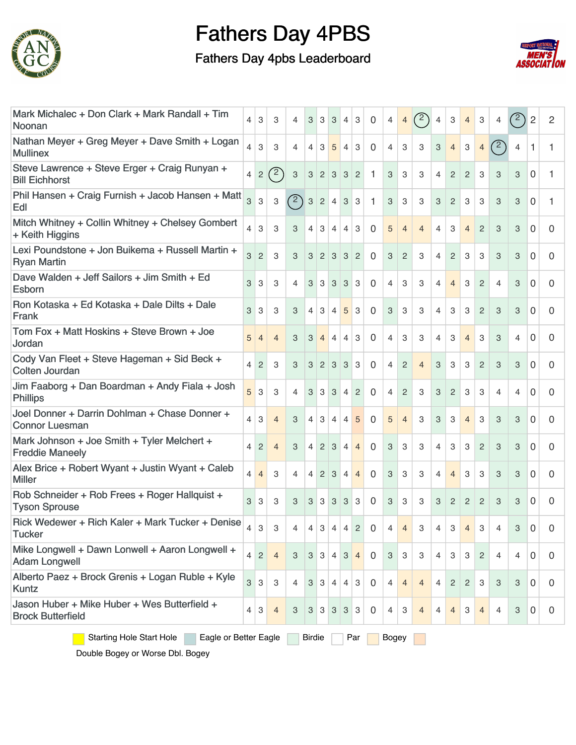# Fathers Day 4PBS

## Fathers Day 4pbs Leaderboard

| Team | | | | | | | | | | | | | | | | | | | | | |
|---|---|---|---|---|---|---|---|---|---|---|---|---|---|---|---|---|---|---|---|---|---|
| Mark Michalec + Don Clark + Mark Randall + Tim Noonan | 4 | 3 | 3 | 4 | 3 | 3 | 3 | 4 | 3 | 0 | 4 | 4 | 2 | 4 | 3 | 4 | 3 | 4 | 2 | 2 | 2 |
| Nathan Meyer + Greg Meyer + Dave Smith + Logan Mullinex | 4 | 3 | 3 | 4 | 4 | 3 | 5 | 4 | 3 | 0 | 4 | 3 | 3 | 3 | 4 | 3 | 4 | 2 | 4 | 1 | 1 |
| Steve Lawrence + Steve Erger + Craig Runyan + Bill Eichhorst | 4 | 2 | 2 | 3 | 3 | 2 | 3 | 3 | 2 | 1 | 3 | 3 | 3 | 4 | 2 | 2 | 3 | 3 | 3 | 0 | 1 |
| Phil Hansen + Craig Furnish + Jacob Hansen + Matt Edl | 3 | 3 | 3 | 2 | 3 | 2 | 4 | 3 | 3 | 1 | 3 | 3 | 3 | 3 | 2 | 3 | 3 | 3 | 3 | 0 | 1 |
| Mitch Whitney + Collin Whitney + Chelsey Gombert + Keith Higgins | 4 | 3 | 3 | 3 | 4 | 3 | 4 | 4 | 3 | 0 | 5 | 4 | 4 | 4 | 3 | 4 | 2 | 3 | 3 | 0 | 0 |
| Lexi Poundstone + Jon Buikema + Russell Martin + Ryan Martin | 3 | 2 | 3 | 3 | 3 | 2 | 3 | 3 | 2 | 0 | 3 | 2 | 3 | 4 | 2 | 3 | 3 | 3 | 3 | 0 | 0 |
| Dave Walden + Jeff Sailors + Jim Smith + Ed Esborn | 3 | 3 | 3 | 4 | 3 | 3 | 3 | 3 | 3 | 0 | 4 | 3 | 3 | 4 | 4 | 3 | 2 | 4 | 3 | 0 | 0 |
| Ron Kotaska + Ed Kotaska + Dale Dilts + Dale Frank | 3 | 3 | 3 | 3 | 4 | 3 | 4 | 5 | 3 | 0 | 3 | 3 | 3 | 4 | 3 | 3 | 2 | 3 | 3 | 0 | 0 |
| Tom Fox + Matt Hoskins + Steve Brown + Joe Jordan | 5 | 4 | 4 | 3 | 3 | 4 | 4 | 4 | 3 | 0 | 4 | 3 | 3 | 4 | 3 | 4 | 3 | 3 | 4 | 0 | 0 |
| Cody Van Fleet + Steve Hageman + Sid Beck + Colten Jourdan | 4 | 2 | 3 | 3 | 3 | 2 | 3 | 3 | 3 | 0 | 4 | 2 | 4 | 3 | 3 | 3 | 2 | 3 | 3 | 0 | 0 |
| Jim Faaborg + Dan Boardman + Andy Fiala + Josh Phillips | 5 | 3 | 3 | 4 | 3 | 3 | 3 | 4 | 2 | 0 | 4 | 2 | 3 | 3 | 2 | 3 | 3 | 4 | 4 | 0 | 0 |
| Joel Donner + Darrin Dohlman + Chase Donner + Connor Luesman | 4 | 3 | 4 | 3 | 4 | 3 | 4 | 4 | 5 | 0 | 5 | 4 | 3 | 3 | 3 | 4 | 3 | 3 | 3 | 0 | 0 |
| Mark Johnson + Joe Smith + Tyler Melchert + Freddie Maneely | 4 | 2 | 4 | 3 | 4 | 2 | 3 | 4 | 4 | 0 | 3 | 3 | 3 | 4 | 3 | 3 | 2 | 3 | 3 | 0 | 0 |
| Alex Brice + Robert Wyant + Justin Wyant + Caleb Miller | 4 | 4 | 3 | 4 | 4 | 2 | 3 | 4 | 4 | 0 | 3 | 3 | 3 | 4 | 4 | 3 | 3 | 3 | 3 | 0 | 0 |
| Rob Schneider + Rob Frees + Roger Hallquist + Tyson Sprouse | 3 | 3 | 3 | 3 | 3 | 3 | 3 | 3 | 3 | 0 | 3 | 3 | 3 | 3 | 2 | 2 | 2 | 3 | 3 | 0 | 0 |
| Rick Wedewer + Rich Kaler + Mark Tucker + Denise Tucker | 4 | 3 | 3 | 4 | 4 | 3 | 4 | 4 | 2 | 0 | 4 | 4 | 3 | 4 | 3 | 4 | 3 | 4 | 3 | 0 | 0 |
| Mike Longwell + Dawn Lonwell + Aaron Longwell + Adam Longwell | 4 | 2 | 4 | 3 | 3 | 3 | 4 | 3 | 4 | 0 | 3 | 3 | 3 | 4 | 3 | 3 | 2 | 4 | 4 | 0 | 0 |
| Alberto Paez + Brock Grenis + Logan Ruble + Kyle Kuntz | 3 | 3 | 3 | 4 | 3 | 3 | 4 | 4 | 3 | 0 | 4 | 4 | 4 | 4 | 2 | 2 | 3 | 3 | 3 | 0 | 0 |
| Jason Huber + Mike Huber + Wes Butterfield + Brock Butterfield | 4 | 3 | 4 | 3 | 3 | 3 | 3 | 3 | 3 | 0 | 4 | 3 | 4 | 4 | 4 | 3 | 4 | 4 | 3 | 0 | 0 |

Starting Hole Start Hole | Eagle or Better Eagle | Birdie | Par | Bogey | Double Bogey or Worse Dbl. Bogey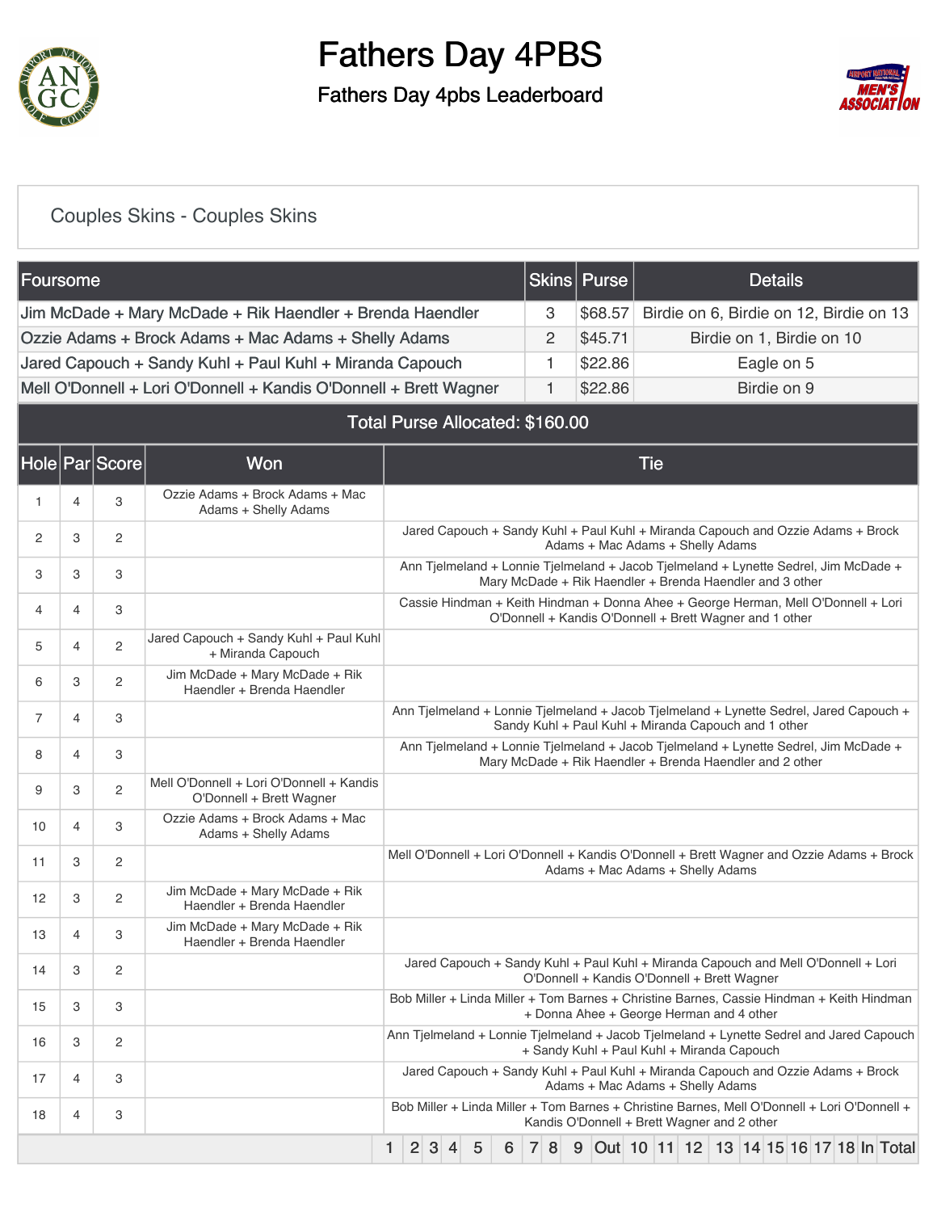# Fathers Day 4PBS

## Fathers Day 4pbs Leaderboard

### Couples Skins - Couples Skins

| Foursome | Skins | Purse | Details |
|---|---|---|---|
| Jim McDade + Mary McDade + Rik Haendler + Brenda Haendler | 3 | $68.57 | Birdie on 6, Birdie on 12, Birdie on 13 |
| Ozzie Adams + Brock Adams + Mac Adams + Shelly Adams | 2 | $45.71 | Birdie on 1, Birdie on 10 |
| Jared Capouch + Sandy Kuhl + Paul Kuhl + Miranda Capouch | 1 | $22.86 | Eagle on 5 |
| Mell O'Donnell + Lori O'Donnell + Kandis O'Donnell + Brett Wagner | 1 | $22.86 | Birdie on 9 |
| Total Purse Allocated: $160.00 | | | |

| Hole | Par | Score | Won | Tie |
|---|---|---|---|---|
| 1 | 4 | 3 | Ozzie Adams + Brock Adams + Mac Adams + Shelly Adams | |
| 2 | 3 | 2 | | Jared Capouch + Sandy Kuhl + Paul Kuhl + Miranda Capouch and Ozzie Adams + Brock Adams + Mac Adams + Shelly Adams |
| 3 | 3 | 3 | | Ann Tjelmeland + Lonnie Tjelmeland + Jacob Tjelmeland + Lynette Sedrel, Jim McDade + Mary McDade + Rik Haendler + Brenda Haendler and 3 other |
| 4 | 4 | 3 | | Cassie Hindman + Keith Hindman + Donna Ahee + George Herman, Mell O'Donnell + Lori O'Donnell + Kandis O'Donnell + Brett Wagner and 1 other |
| 5 | 4 | 2 | Jared Capouch + Sandy Kuhl + Paul Kuhl + Miranda Capouch | |
| 6 | 3 | 2 | Jim McDade + Mary McDade + Rik Haendler + Brenda Haendler | |
| 7 | 4 | 3 | | Ann Tjelmeland + Lonnie Tjelmeland + Jacob Tjelmeland + Lynette Sedrel, Jared Capouch + Sandy Kuhl + Paul Kuhl + Miranda Capouch and 1 other |
| 8 | 4 | 3 | | Ann Tjelmeland + Lonnie Tjelmeland + Jacob Tjelmeland + Lynette Sedrel, Jim McDade + Mary McDade + Rik Haendler + Brenda Haendler and 2 other |
| 9 | 3 | 2 | Mell O'Donnell + Lori O'Donnell + Kandis O'Donnell + Brett Wagner | |
| 10 | 4 | 3 | Ozzie Adams + Brock Adams + Mac Adams + Shelly Adams | |
| 11 | 3 | 2 | | Mell O'Donnell + Lori O'Donnell + Kandis O'Donnell + Brett Wagner and Ozzie Adams + Brock Adams + Mac Adams + Shelly Adams |
| 12 | 3 | 2 | Jim McDade + Mary McDade + Rik Haendler + Brenda Haendler | |
| 13 | 4 | 3 | Jim McDade + Mary McDade + Rik Haendler + Brenda Haendler | |
| 14 | 3 | 2 | | Jared Capouch + Sandy Kuhl + Paul Kuhl + Miranda Capouch and Mell O'Donnell + Lori O'Donnell + Kandis O'Donnell + Brett Wagner |
| 15 | 3 | 3 | | Bob Miller + Linda Miller + Tom Barnes + Christine Barnes, Cassie Hindman + Keith Hindman + Donna Ahee + George Herman and 4 other |
| 16 | 3 | 2 | | Ann Tjelmeland + Lonnie Tjelmeland + Jacob Tjelmeland + Lynette Sedrel and Jared Capouch + Sandy Kuhl + Paul Kuhl + Miranda Capouch |
| 17 | 4 | 3 | | Jared Capouch + Sandy Kuhl + Paul Kuhl + Miranda Capouch and Ozzie Adams + Brock Adams + Mac Adams + Shelly Adams |
| 18 | 4 | 3 | | Bob Miller + Linda Miller + Tom Barnes + Christine Barnes, Mell O'Donnell + Lori O'Donnell + Kandis O'Donnell + Brett Wagner and 2 other |

| 1 | 2 | 3 | 4 | 5 | 6 | 7 | 8 | 9 | Out | 10 | 11 | 12 | 13 | 14 | 15 | 16 | 17 | 18 | In | Total |
|---|---|---|---|---|---|---|---|---|---|---|---|---|---|---|---|---|---|---|---|---|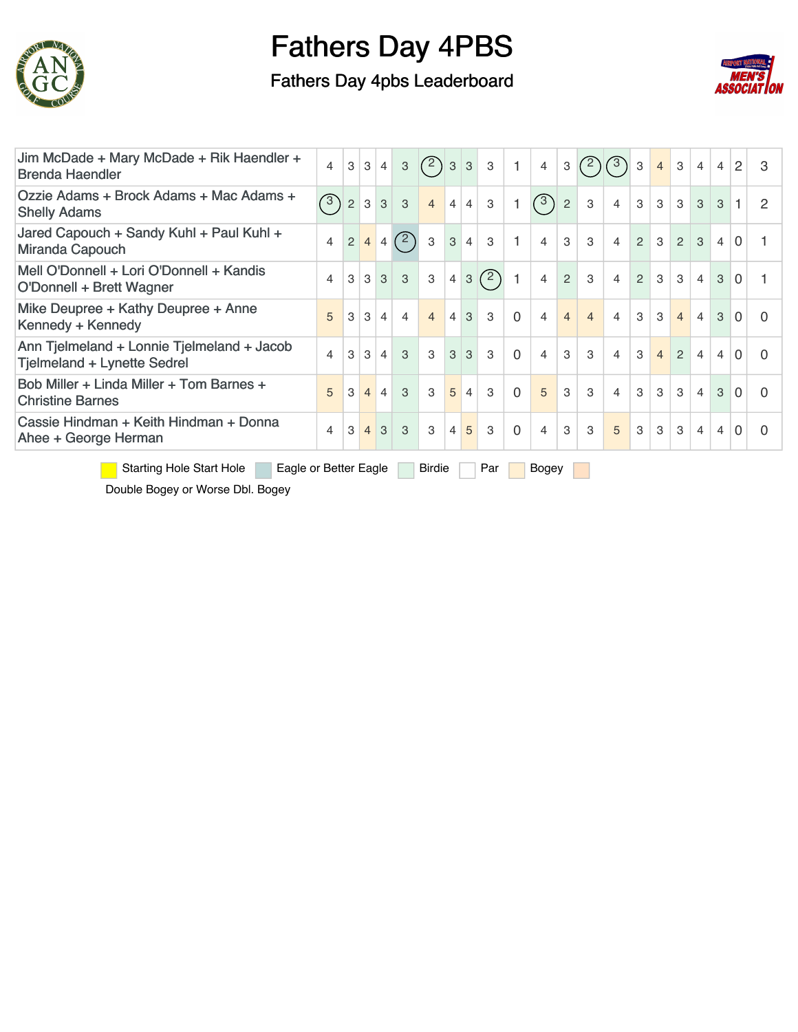# Fathers Day 4PBS

## Fathers Day 4pbs Leaderboard

| Team | | | | | | | | | | | | | | | | | | | | | | |
|---|---|---|---|---|---|---|---|---|---|---|---|---|---|---|---|---|---|---|---|---|---|---|
| Jim McDade + Mary McDade + Rik Haendler + Brenda Haendler | 4 | 3 | 3 | 4 | 3 | 2 | 3 | 3 | 3 | 1 | 4 | 3 | 2 | 3 | 3 | 4 | 3 | 4 | 4 | 2 | 3 |
| Ozzie Adams + Brock Adams + Mac Adams + Shelly Adams | 3 | 2 | 3 | 3 | 3 | 4 | 4 | 4 | 3 | 1 | 3 | 2 | 3 | 4 | 3 | 3 | 3 | 3 | 3 | 1 | 2 |
| Jared Capouch + Sandy Kuhl + Paul Kuhl + Miranda Capouch | 4 | 2 | 4 | 4 | 2 | 3 | 3 | 4 | 3 | 1 | 4 | 3 | 3 | 4 | 2 | 3 | 2 | 3 | 4 | 0 | 1 |
| Mell O'Donnell + Lori O'Donnell + Kandis O'Donnell + Brett Wagner | 4 | 3 | 3 | 3 | 3 | 3 | 4 | 3 | 2 | 1 | 4 | 2 | 3 | 4 | 2 | 3 | 3 | 4 | 3 | 0 | 1 |
| Mike Deupree + Kathy Deupree + Anne Kennedy + Kennedy | 5 | 3 | 3 | 4 | 4 | 4 | 4 | 3 | 3 | 0 | 4 | 4 | 4 | 4 | 3 | 3 | 4 | 4 | 3 | 0 | 0 |
| Ann Tjelmeland + Lonnie Tjelmeland + Jacob Tjelmeland + Lynette Sedrel | 4 | 3 | 3 | 4 | 3 | 3 | 3 | 3 | 3 | 0 | 4 | 3 | 3 | 4 | 3 | 4 | 2 | 4 | 4 | 0 | 0 |
| Bob Miller + Linda Miller + Tom Barnes + Christine Barnes | 5 | 3 | 4 | 4 | 3 | 3 | 5 | 4 | 3 | 0 | 5 | 3 | 3 | 4 | 3 | 3 | 3 | 4 | 3 | 0 | 0 |
| Cassie Hindman + Keith Hindman + Donna Ahee + George Herman | 4 | 3 | 4 | 3 | 3 | 3 | 4 | 5 | 3 | 0 | 4 | 3 | 3 | 5 | 3 | 3 | 3 | 4 | 4 | 0 | 0 |

Starting Hole Start Hole | Eagle or Better Eagle | Birdie | Par | Bogey | Double Bogey or Worse Dbl. Bogey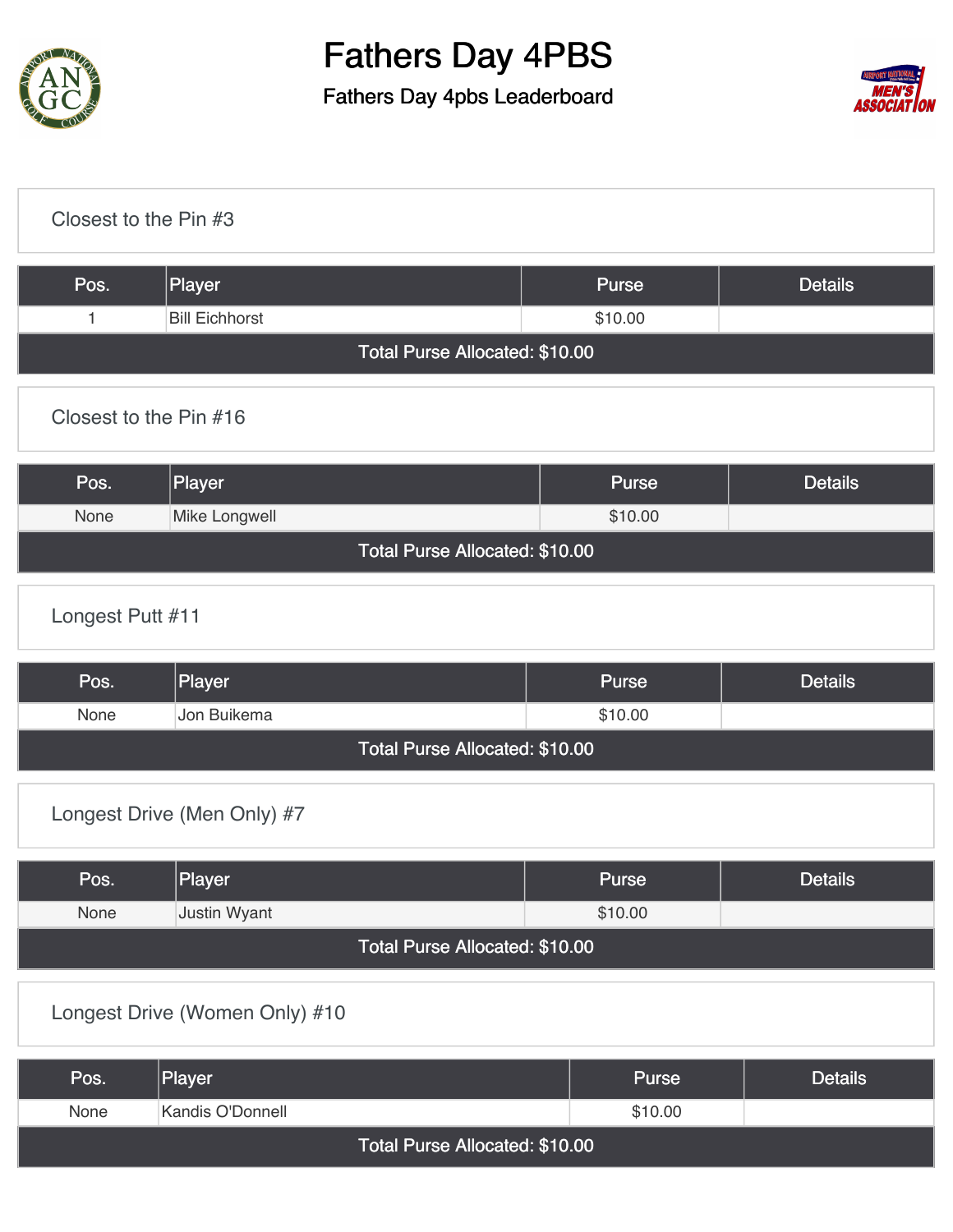# Fathers Day 4PBS

## Fathers Day 4pbs Leaderboard

### Closest to the Pin #3

| Pos. | Player | Purse | Details |
|---|---|---|---|
| 1 | Bill Eichhorst | $10.00 | |
| Total Purse Allocated: $10.00 | | | |

### Closest to the Pin #16

| Pos. | Player | Purse | Details |
|---|---|---|---|
| None | Mike Longwell | $10.00 | |
| Total Purse Allocated: $10.00 | | | |

### Longest Putt #11

| Pos. | Player | Purse | Details |
|---|---|---|---|
| None | Jon Buikema | $10.00 | |
| Total Purse Allocated: $10.00 | | | |

### Longest Drive (Men Only) #7

| Pos. | Player | Purse | Details |
|---|---|---|---|
| None | Justin Wyant | $10.00 | |
| Total Purse Allocated: $10.00 | | | |

### Longest Drive (Women Only) #10

| Pos. | Player | Purse | Details |
|---|---|---|---|
| None | Kandis O'Donnell | $10.00 | |
| Total Purse Allocated: $10.00 | | | |